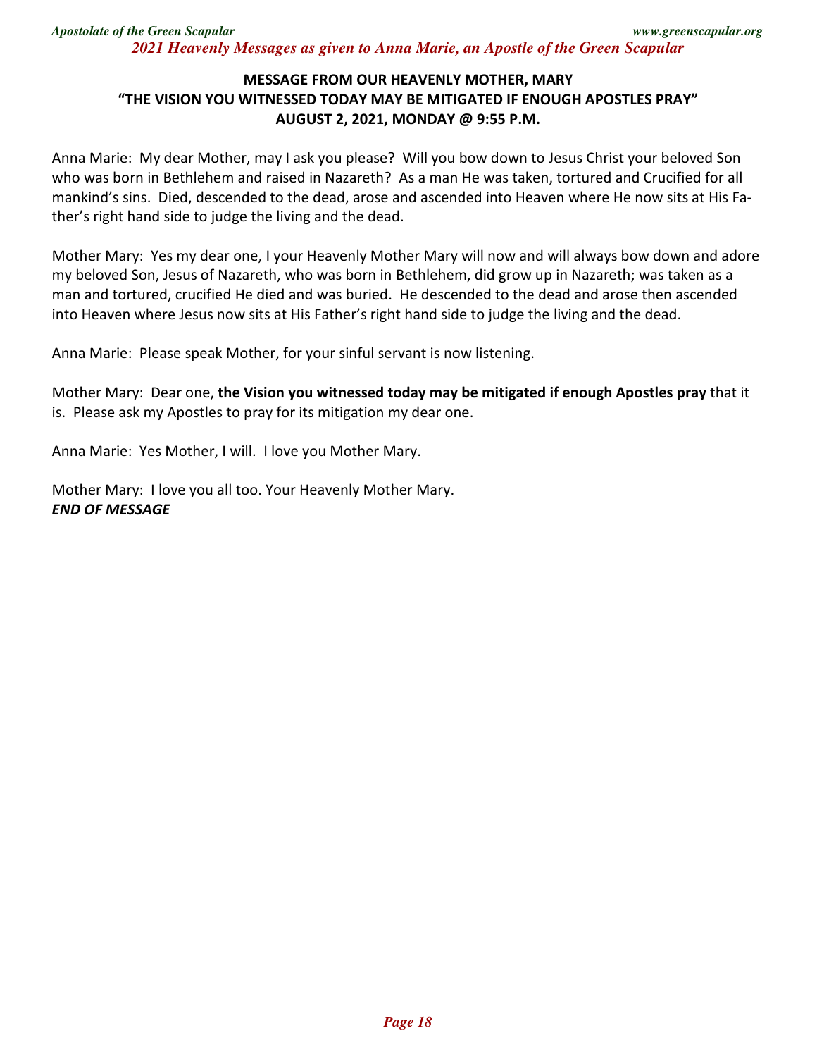## MESSAGE FROM OUR HEAVENLY MOTHER, MARY
## "THE VISION YOU WITNESSED TODAY MAY BE MITIGATED IF ENOUGH APOSTLES PRAY"
## AUGUST 2, 2021, MONDAY @ 9:55 P.M.

Anna Marie: My dear Mother, may I ask you please? Will you bow down to Jesus Christ your beloved Son who was born in Bethlehem and raised in Nazareth? As a man He was taken, tortured and Crucified for all mankind's sins. Died, descended to the dead, arose and ascended into Heaven where He now sits at His Father's right hand side to judge the living and the dead.

Mother Mary: Yes my dear one, I your Heavenly Mother Mary will now and will always bow down and adore my beloved Son, Jesus of Nazareth, who was born in Bethlehem, did grow up in Nazareth; was taken as a man and tortured, crucified He died and was buried. He descended to the dead and arose then ascended into Heaven where Jesus now sits at His Father's right hand side to judge the living and the dead.

Anna Marie: Please speak Mother, for your sinful servant is now listening.

Mother Mary: Dear one, **the Vision you witnessed today may be mitigated if enough Apostles pray** that it is. Please ask my Apostles to pray for its mitigation my dear one.

Anna Marie: Yes Mother, I will. I love you Mother Mary.

Mother Mary: I love you all too. Your Heavenly Mother Mary.
***END OF MESSAGE***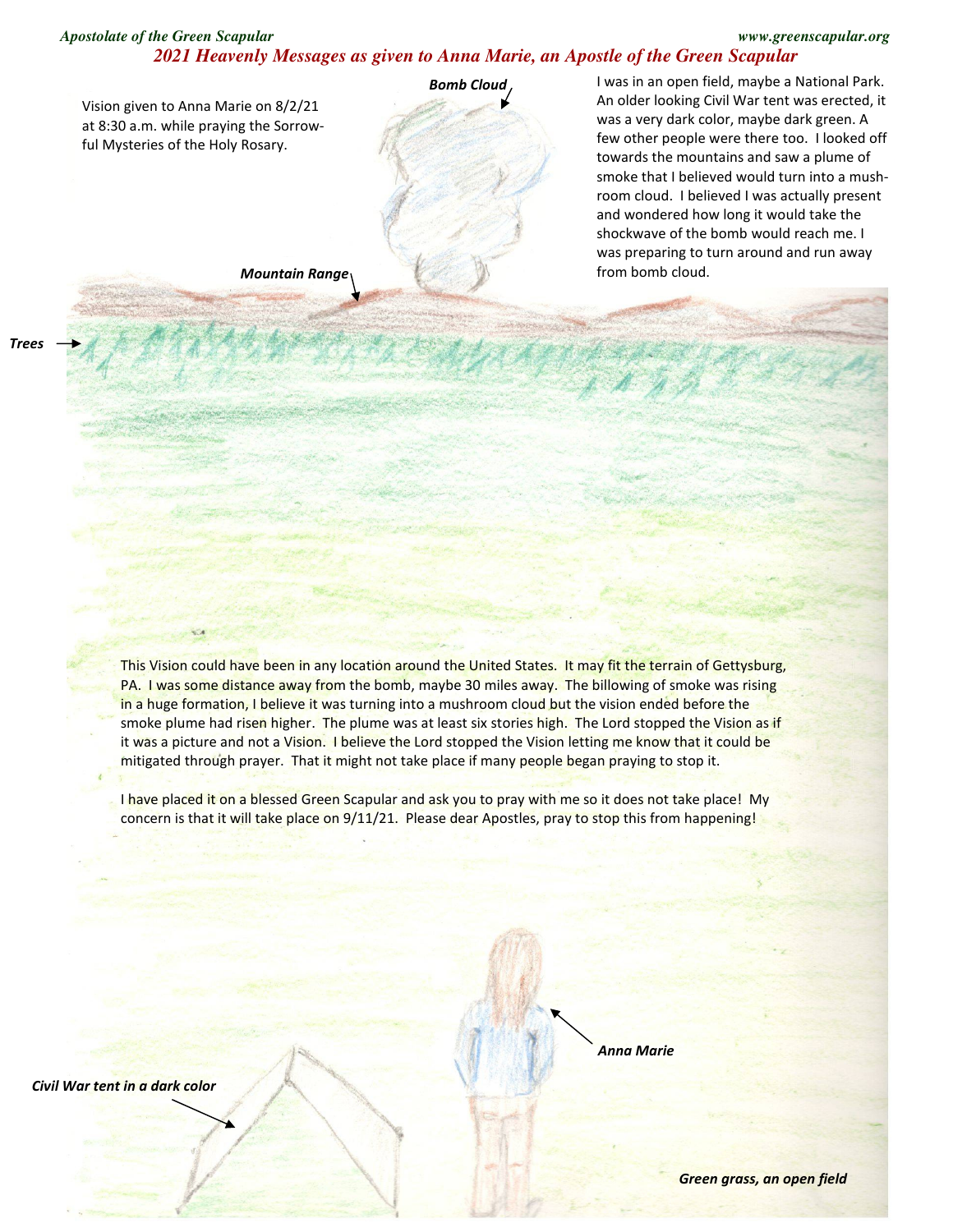## 2021 Heavenly Messages as given to Anna Marie, an Apostle of the Green Scapular

Vision given to Anna Marie on 8/2/21 at 8:30 a.m. while praying the Sorrowful Mysteries of the Holy Rosary.

I was in an open field, maybe a National Park. An older looking Civil War tent was erected, it was a very dark color, maybe dark green. A few other people were there too. I looked off towards the mountains and saw a plume of smoke that I believed would turn into a mushroom cloud. I believed I was actually present and wondered how long it would take the shockwave of the bomb would reach me. I was preparing to turn around and run away from bomb cloud.

***Bomb Cloud***

***Mountain Range***

***Trees***

This Vision could have been in any location around the United States. It may fit the terrain of Gettysburg, PA. I was some distance away from the bomb, maybe 30 miles away. The billowing of smoke was rising in a huge formation, I believe it was turning into a mushroom cloud but the vision ended before the smoke plume had risen higher. The plume was at least six stories high. The Lord stopped the Vision as if it was a picture and not a Vision. I believe the Lord stopped the Vision letting me know that it could be mitigated through prayer. That it might not take place if many people began praying to stop it.

I have placed it on a blessed Green Scapular and ask you to pray with me so it does not take place! My concern is that it will take place on 9/11/21. Please dear Apostles, pray to stop this from happening!

***Anna Marie***

***Civil War tent in a dark color***

***Green grass, an open field***